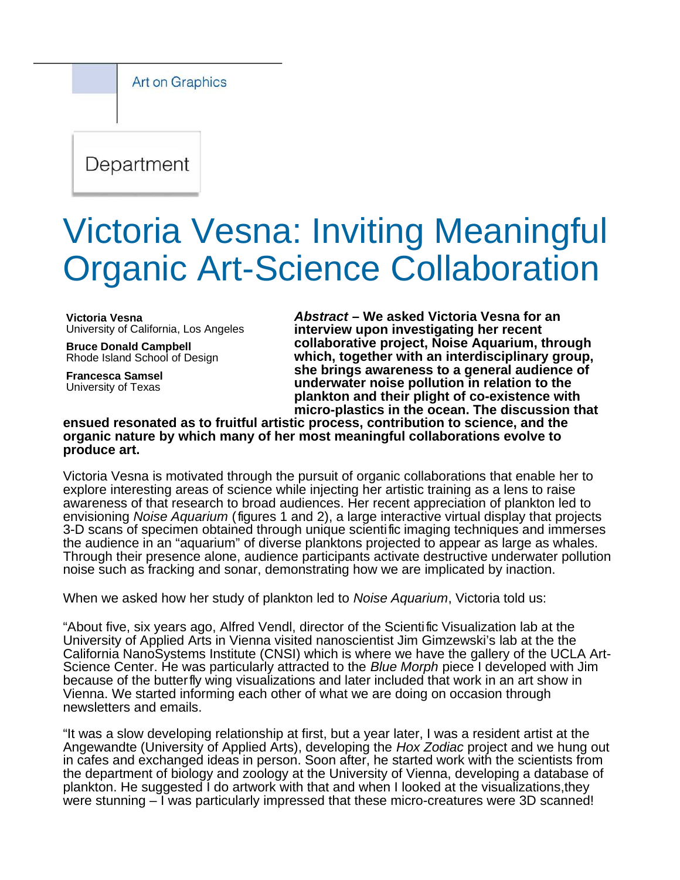Art on Graphics

Department

# Victoria Vesna: Inviting Meaningful Organic Art-Science Collaboration

**Victoria Vesna**
University of California, Los Angeles

**Bruce Donald Campbell**
Rhode Island School of Design

**Francesca Samsel**
University of Texas

***Abstract* – We asked Victoria Vesna for an interview upon investigating her recent collaborative project, Noise Aquarium, through which, together with an interdisciplinary group, she brings awareness to a general audience of underwater noise pollution in relation to the plankton and their plight of co-existence with micro-plastics in the ocean. The discussion that ensued resonated as to fruitful artistic process, contribution to science, and the organic nature by which many of her most meaningful collaborations evolve to produce art.**

Victoria Vesna is motivated through the pursuit of organic collaborations that enable her to explore interesting areas of science while injecting her artistic training as a lens to raise awareness of that research to broad audiences. Her recent appreciation of plankton led to envisioning *Noise Aquarium* (figures 1 and 2), a large interactive virtual display that projects 3-D scans of specimen obtained through unique scientific imaging techniques and immerses the audience in an "aquarium" of diverse planktons projected to appear as large as whales. Through their presence alone, audience participants activate destructive underwater pollution noise such as fracking and sonar, demonstrating how we are implicated by inaction.

When we asked how her study of plankton led to *Noise Aquarium*, Victoria told us:

"About five, six years ago, Alfred Vendl, director of the Scientific Visualization lab at the University of Applied Arts in Vienna visited nanoscientist Jim Gimzewski's lab at the the California NanoSystems Institute (CNSI) which is where we have the gallery of the UCLA Art-Science Center. He was particularly attracted to the *Blue Morph* piece I developed with Jim because of the butterfly wing visualizations and later included that work in an art show in Vienna. We started informing each other of what we are doing on occasion through newsletters and emails.

"It was a slow developing relationship at first, but a year later, I was a resident artist at the Angewandte (University of Applied Arts), developing the *Hox Zodiac* project and we hung out in cafes and exchanged ideas in person. Soon after, he started work with the scientists from the department of biology and zoology at the University of Vienna, developing a database of plankton. He suggested I do artwork with that and when I looked at the visualizations,they were stunning – I was particularly impressed that these micro-creatures were 3D scanned!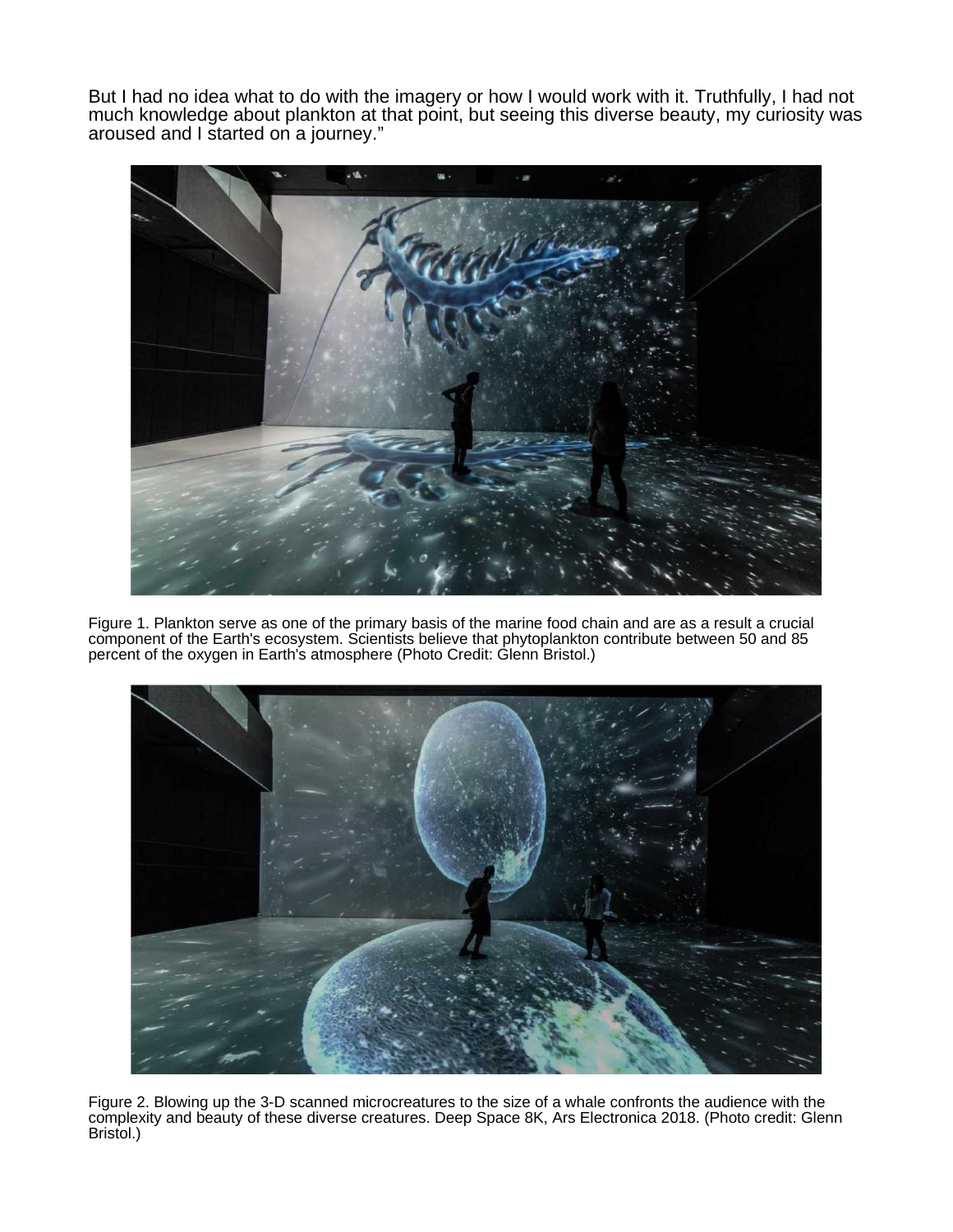But I had no idea what to do with the imagery or how I would work with it. Truthfully, I had not much knowledge about plankton at that point, but seeing this diverse beauty, my curiosity was aroused and I started on a journey."

Figure 1. Plankton serve as one of the primary basis of the marine food chain and are as a result a crucial component of the Earth's ecosystem. Scientists believe that phytoplankton contribute between 50 and 85 percent of the oxygen in Earth's atmosphere (Photo Credit: Glenn Bristol.)

Figure 2. Blowing up the 3-D scanned microcreatures to the size of a whale confronts the audience with the complexity and beauty of these diverse creatures. Deep Space 8K, Ars Electronica 2018. (Photo credit: Glenn Bristol.)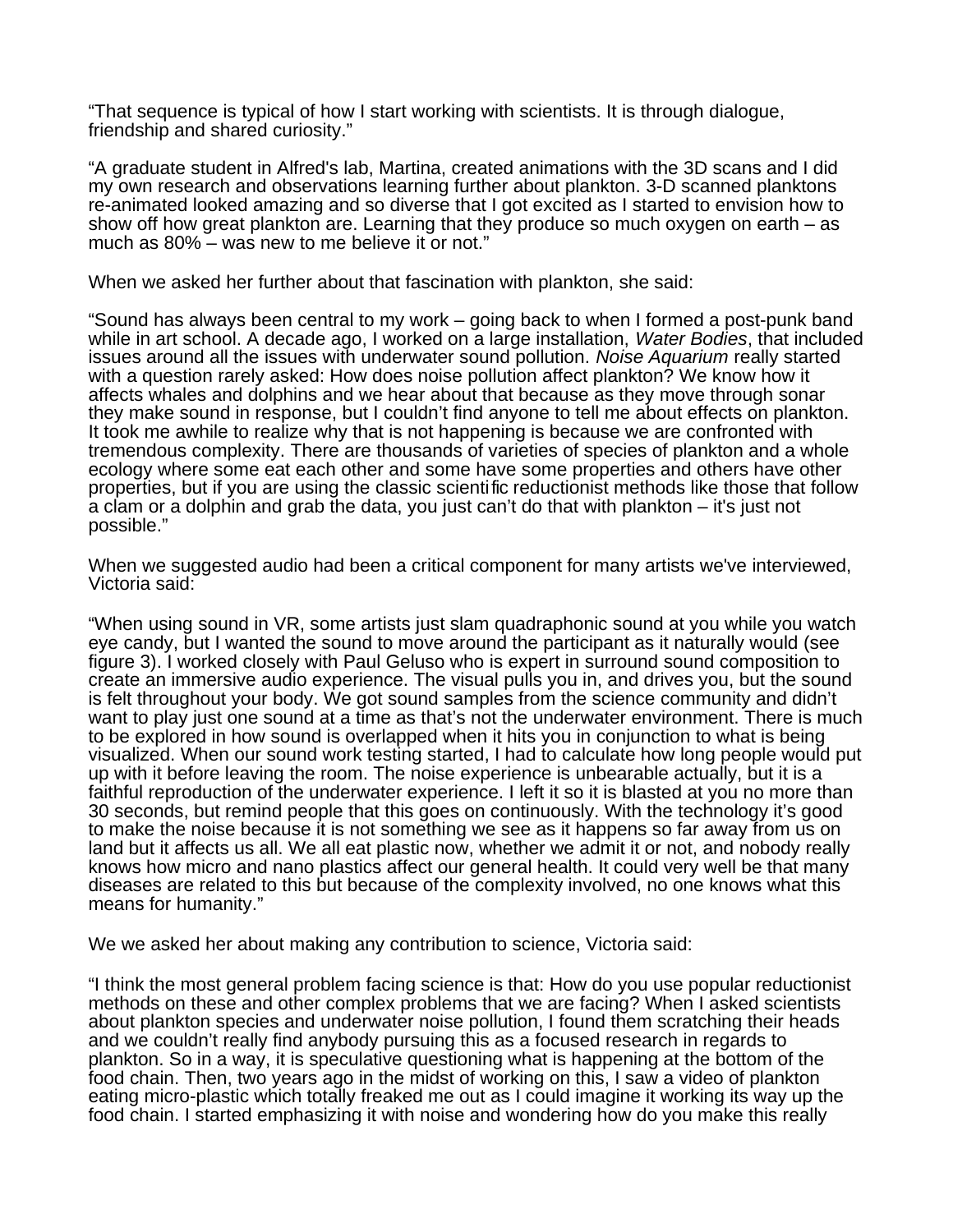"That sequence is typical of how I start working with scientists. It is through dialogue, friendship and shared curiosity."

"A graduate student in Alfred's lab, Martina, created animations with the 3D scans and I did my own research and observations learning further about plankton. 3-D scanned planktons re-animated looked amazing and so diverse that I got excited as I started to envision how to show off how great plankton are. Learning that they produce so much oxygen on earth – as much as 80% – was new to me believe it or not."

When we asked her further about that fascination with plankton, she said:

"Sound has always been central to my work – going back to when I formed a post-punk band while in art school. A decade ago, I worked on a large installation, *Water Bodies*, that included issues around all the issues with underwater sound pollution. *Noise Aquarium* really started with a question rarely asked: How does noise pollution affect plankton? We know how it affects whales and dolphins and we hear about that because as they move through sonar they make sound in response, but I couldn't find anyone to tell me about effects on plankton. It took me awhile to realize why that is not happening is because we are confronted with tremendous complexity. There are thousands of varieties of species of plankton and a whole ecology where some eat each other and some have some properties and others have other properties, but if you are using the classic scientific reductionist methods like those that follow a clam or a dolphin and grab the data, you just can't do that with plankton – it's just not possible."

When we suggested audio had been a critical component for many artists we've interviewed, Victoria said:

"When using sound in VR, some artists just slam quadraphonic sound at you while you watch eye candy, but I wanted the sound to move around the participant as it naturally would (see figure 3). I worked closely with Paul Geluso who is expert in surround sound composition to create an immersive audio experience. The visual pulls you in, and drives you, but the sound is felt throughout your body. We got sound samples from the science community and didn't want to play just one sound at a time as that's not the underwater environment. There is much to be explored in how sound is overlapped when it hits you in conjunction to what is being visualized. When our sound work testing started, I had to calculate how long people would put up with it before leaving the room. The noise experience is unbearable actually, but it is a faithful reproduction of the underwater experience. I left it so it is blasted at you no more than 30 seconds, but remind people that this goes on continuously. With the technology it's good to make the noise because it is not something we see as it happens so far away from us on land but it affects us all. We all eat plastic now, whether we admit it or not, and nobody really knows how micro and nano plastics affect our general health. It could very well be that many diseases are related to this but because of the complexity involved, no one knows what this means for humanity."

We we asked her about making any contribution to science, Victoria said:

"I think the most general problem facing science is that: How do you use popular reductionist methods on these and other complex problems that we are facing? When I asked scientists about plankton species and underwater noise pollution, I found them scratching their heads and we couldn't really find anybody pursuing this as a focused research in regards to plankton. So in a way, it is speculative questioning what is happening at the bottom of the food chain. Then, two years ago in the midst of working on this, I saw a video of plankton eating micro-plastic which totally freaked me out as I could imagine it working its way up the food chain. I started emphasizing it with noise and wondering how do you make this really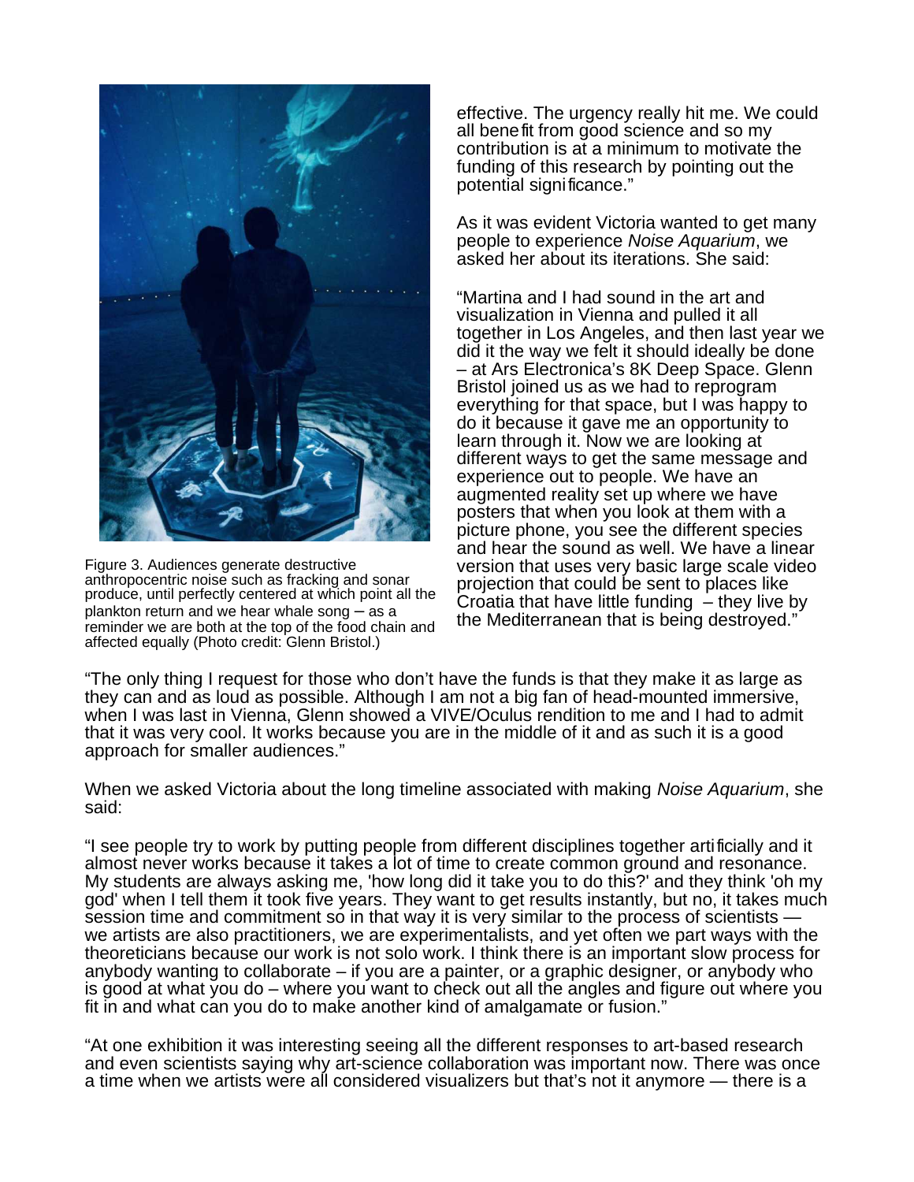Figure 3. Audiences generate destructive anthropocentric noise such as fracking and sonar produce, until perfectly centered at which point all the plankton return and we hear whale song – as a reminder we are both at the top of the food chain and affected equally (Photo credit: Glenn Bristol.)

effective. The urgency really hit me. We could all benefit from good science and so my contribution is at a minimum to motivate the funding of this research by pointing out the potential significance."

As it was evident Victoria wanted to get many people to experience *Noise Aquarium*, we asked her about its iterations. She said:

"Martina and I had sound in the art and visualization in Vienna and pulled it all together in Los Angeles, and then last year we did it the way we felt it should ideally be done – at Ars Electronica's 8K Deep Space. Glenn Bristol joined us as we had to reprogram everything for that space, but I was happy to do it because it gave me an opportunity to learn through it. Now we are looking at different ways to get the same message and experience out to people. We have an augmented reality set up where we have posters that when you look at them with a picture phone, you see the different species and hear the sound as well. We have a linear version that uses very basic large scale video projection that could be sent to places like Croatia that have little funding – they live by the Mediterranean that is being destroyed."

"The only thing I request for those who don't have the funds is that they make it as large as they can and as loud as possible. Although I am not a big fan of head-mounted immersive, when I was last in Vienna, Glenn showed a VIVE/Oculus rendition to me and I had to admit that it was very cool. It works because you are in the middle of it and as such it is a good approach for smaller audiences."

When we asked Victoria about the long timeline associated with making *Noise Aquarium*, she said:

"I see people try to work by putting people from different disciplines together artificially and it almost never works because it takes a lot of time to create common ground and resonance. My students are always asking me, 'how long did it take you to do this?' and they think 'oh my god' when I tell them it took five years. They want to get results instantly, but no, it takes much session time and commitment so in that way it is very similar to the process of scientists — we artists are also practitioners, we are experimentalists, and yet often we part ways with the theoreticians because our work is not solo work. I think there is an important slow process for anybody wanting to collaborate – if you are a painter, or a graphic designer, or anybody who is good at what you do – where you want to check out all the angles and figure out where you fit in and what can you do to make another kind of amalgamate or fusion."

"At one exhibition it was interesting seeing all the different responses to art-based research and even scientists saying why art-science collaboration was important now. There was once a time when we artists were all considered visualizers but that's not it anymore — there is a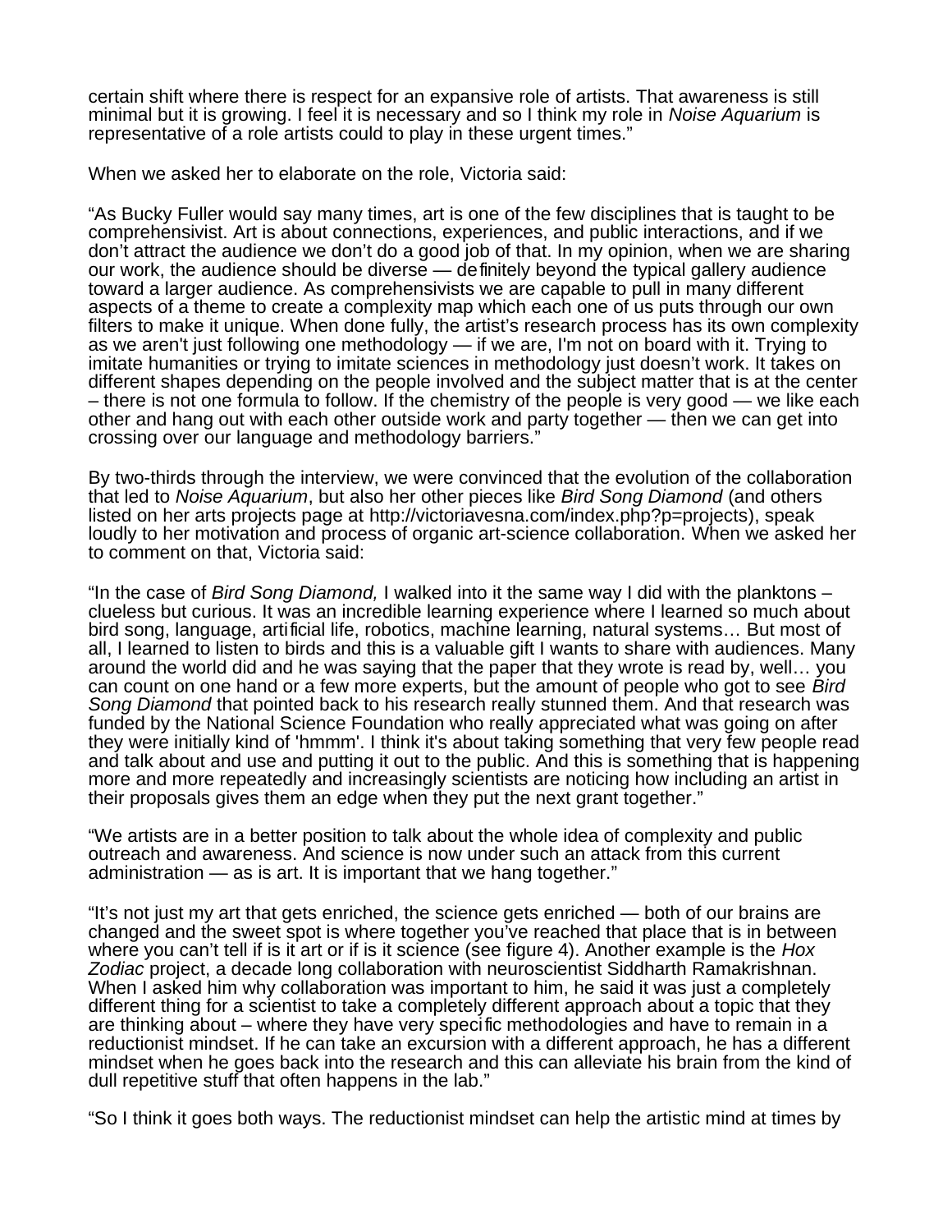certain shift where there is respect for an expansive role of artists. That awareness is still minimal but it is growing. I feel it is necessary and so I think my role in *Noise Aquarium* is representative of a role artists could to play in these urgent times."

When we asked her to elaborate on the role, Victoria said:

"As Bucky Fuller would say many times, art is one of the few disciplines that is taught to be comprehensivist. Art is about connections, experiences, and public interactions, and if we don't attract the audience we don't do a good job of that. In my opinion, when we are sharing our work, the audience should be diverse — definitely beyond the typical gallery audience toward a larger audience. As comprehensivists we are capable to pull in many different aspects of a theme to create a complexity map which each one of us puts through our own filters to make it unique. When done fully, the artist's research process has its own complexity as we aren't just following one methodology — if we are, I'm not on board with it. Trying to imitate humanities or trying to imitate sciences in methodology just doesn't work. It takes on different shapes depending on the people involved and the subject matter that is at the center – there is not one formula to follow. If the chemistry of the people is very good — we like each other and hang out with each other outside work and party together — then we can get into crossing over our language and methodology barriers."

By two-thirds through the interview, we were convinced that the evolution of the collaboration that led to *Noise Aquarium*, but also her other pieces like *Bird Song Diamond* (and others listed on her arts projects page at http://victoriavesna.com/index.php?p=projects), speak loudly to her motivation and process of organic art-science collaboration. When we asked her to comment on that, Victoria said:

"In the case of *Bird Song Diamond,* I walked into it the same way I did with the planktons – clueless but curious. It was an incredible learning experience where I learned so much about bird song, language, artificial life, robotics, machine learning, natural systems… But most of all, I learned to listen to birds and this is a valuable gift I wants to share with audiences. Many around the world did and he was saying that the paper that they wrote is read by, well… you can count on one hand or a few more experts, but the amount of people who got to see *Bird Song Diamond* that pointed back to his research really stunned them. And that research was funded by the National Science Foundation who really appreciated what was going on after they were initially kind of 'hmmm'. I think it's about taking something that very few people read and talk about and use and putting it out to the public. And this is something that is happening more and more repeatedly and increasingly scientists are noticing how including an artist in their proposals gives them an edge when they put the next grant together."

"We artists are in a better position to talk about the whole idea of complexity and public outreach and awareness. And science is now under such an attack from this current administration — as is art. It is important that we hang together."

"It's not just my art that gets enriched, the science gets enriched — both of our brains are changed and the sweet spot is where together you've reached that place that is in between where you can't tell if is it art or if is it science (see figure 4). Another example is the *Hox Zodiac* project, a decade long collaboration with neuroscientist Siddharth Ramakrishnan. When I asked him why collaboration was important to him, he said it was just a completely different thing for a scientist to take a completely different approach about a topic that they are thinking about – where they have very specific methodologies and have to remain in a reductionist mindset. If he can take an excursion with a different approach, he has a different mindset when he goes back into the research and this can alleviate his brain from the kind of dull repetitive stuff that often happens in the lab."

"So I think it goes both ways. The reductionist mindset can help the artistic mind at times by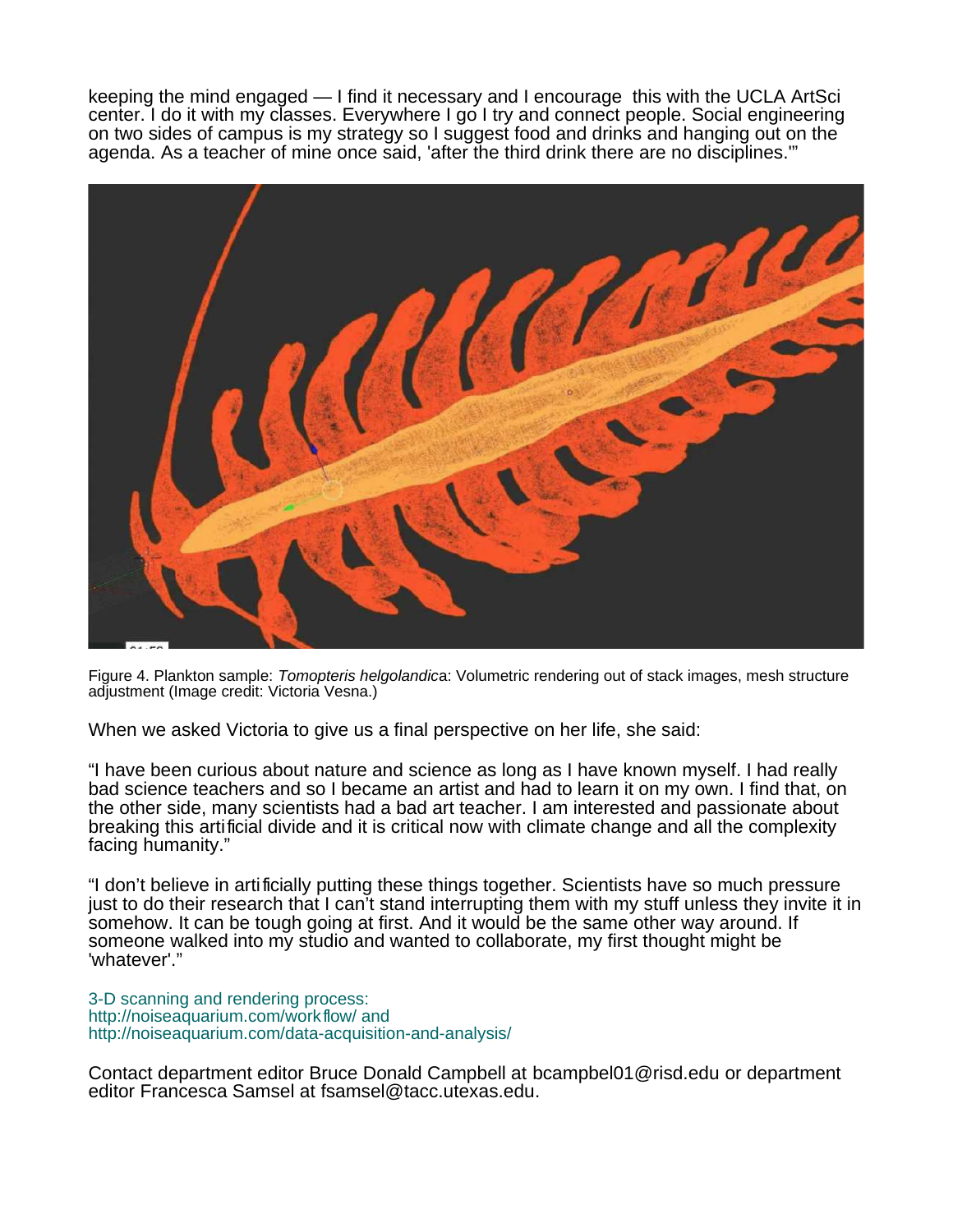keeping the mind engaged — I find it necessary and I encourage this with the UCLA ArtSci center. I do it with my classes. Everywhere I go I try and connect people. Social engineering on two sides of campus is my strategy so I suggest food and drinks and hanging out on the agenda. As a teacher of mine once said, 'after the third drink there are no disciplines.'"

Figure 4. Plankton sample: *Tomopteris helgolandic*a: Volumetric rendering out of stack images, mesh structure adjustment (Image credit: Victoria Vesna.)

When we asked Victoria to give us a final perspective on her life, she said:

"I have been curious about nature and science as long as I have known myself. I had really bad science teachers and so I became an artist and had to learn it on my own. I find that, on the other side, many scientists had a bad art teacher. I am interested and passionate about breaking this artificial divide and it is critical now with climate change and all the complexity facing humanity."

"I don't believe in artificially putting these things together. Scientists have so much pressure just to do their research that I can't stand interrupting them with my stuff unless they invite it in somehow. It can be tough going at first. And it would be the same other way around. If someone walked into my studio and wanted to collaborate, my first thought might be 'whatever'."

3-D scanning and rendering process:
http://noiseaquarium.com/workflow/ and
http://noiseaquarium.com/data-acquisition-and-analysis/

Contact department editor Bruce Donald Campbell at bcampbel01@risd.edu or department editor Francesca Samsel at fsamsel@tacc.utexas.edu.